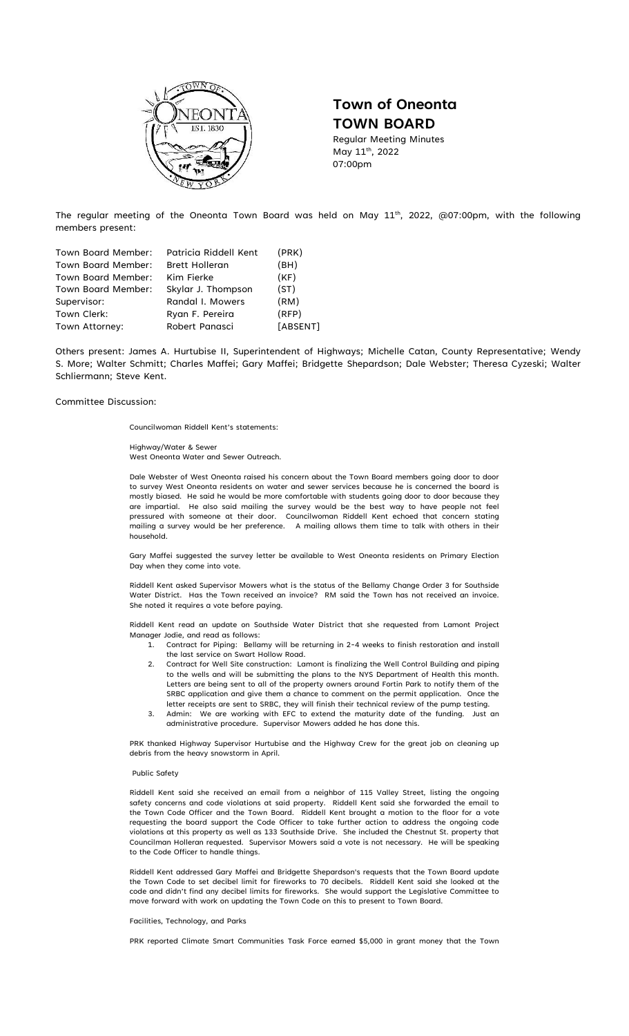# Town of Oneonta
# TOWN BOARD

Regular Meeting Minutes
May 11th, 2022
07:00pm

The regular meeting of the Oneonta Town Board was held on May 11th, 2022, @07:00pm, with the following members present:

| | | |
|---|---|---|
| Town Board Member: | Patricia Riddell Kent | (PRK) |
| Town Board Member: | Brett Holleran | (BH) |
| Town Board Member: | Kim Fierke | (KF) |
| Town Board Member: | Skylar J. Thompson | (ST) |
| Supervisor: | Randal I. Mowers | (RM) |
| Town Clerk: | Ryan F. Pereira | (RFP) |
| Town Attorney: | Robert Panasci | [ABSENT] |

Others present: James A. Hurtubise II, Superintendent of Highways; Michelle Catan, County Representative; Wendy S. More; Walter Schmitt; Charles Maffei; Gary Maffei; Bridgette Shepardson; Dale Webster; Theresa Cyzeski; Walter Schliermann; Steve Kent.

Committee Discussion:

Councilwoman Riddell Kent's statements:

Highway/Water & Sewer
West Oneonta Water and Sewer Outreach.

Dale Webster of West Oneonta raised his concern about the Town Board members going door to door to survey West Oneonta residents on water and sewer services because he is concerned the board is mostly biased. He said he would be more comfortable with students going door to door because they are impartial. He also said mailing the survey would be the best way to have people not feel pressured with someone at their door. Councilwoman Riddell Kent echoed that concern stating mailing a survey would be her preference. A mailing allows them time to talk with others in their household.

Gary Maffei suggested the survey letter be available to West Oneonta residents on Primary Election Day when they come into vote.

Riddell Kent asked Supervisor Mowers what is the status of the Bellamy Change Order 3 for Southside Water District. Has the Town received an invoice? RM said the Town has not received an invoice. She noted it requires a vote before paying.

Riddell Kent read an update on Southside Water District that she requested from Lamont Project Manager Jodie, and read as follows:

1. Contract for Piping: Bellamy will be returning in 2-4 weeks to finish restoration and install the last service on Swart Hollow Road.
2. Contract for Well Site construction: Lamont is finalizing the Well Control Building and piping to the wells and will be submitting the plans to the NYS Department of Health this month. Letters are being sent to all of the property owners around Fortin Park to notify them of the SRBC application and give them a chance to comment on the permit application. Once the letter receipts are sent to SRBC, they will finish their technical review of the pump testing.
3. Admin: We are working with EFC to extend the maturity date of the funding. Just an administrative procedure. Supervisor Mowers added he has done this.

PRK thanked Highway Supervisor Hurtubise and the Highway Crew for the great job on cleaning up debris from the heavy snowstorm in April.

Public Safety

Riddell Kent said she received an email from a neighbor of 115 Valley Street, listing the ongoing safety concerns and code violations at said property. Riddell Kent said she forwarded the email to the Town Code Officer and the Town Board. Riddell Kent brought a motion to the floor for a vote requesting the board support the Code Officer to take further action to address the ongoing code violations at this property as well as 133 Southside Drive. She included the Chestnut St. property that Councilman Holleran requested. Supervisor Mowers said a vote is not necessary. He will be speaking to the Code Officer to handle things.

Riddell Kent addressed Gary Maffei and Bridgette Shepardson's requests that the Town Board update the Town Code to set decibel limit for fireworks to 70 decibels. Riddell Kent said she looked at the code and didn't find any decibel limits for fireworks. She would support the Legislative Committee to move forward with work on updating the Town Code on this to present to Town Board.

Facilities, Technology, and Parks

PRK reported Climate Smart Communities Task Force earned $5,000 in grant money that the Town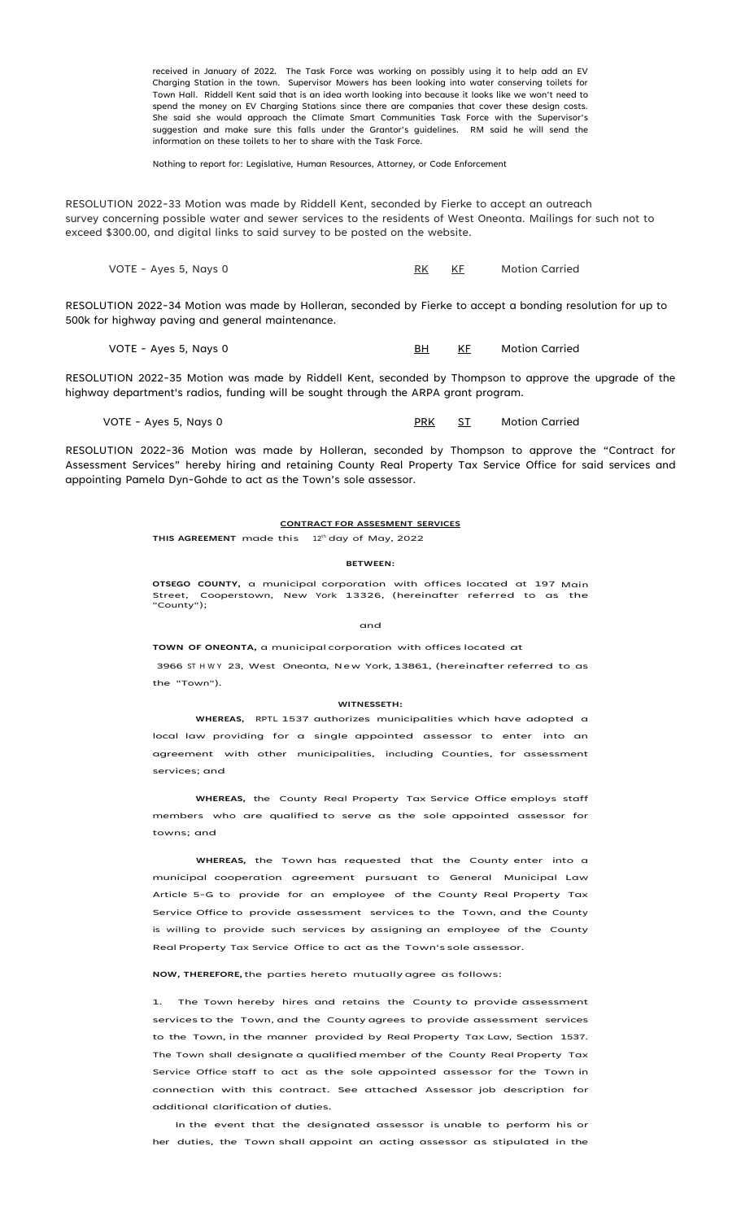received in January of 2022. The Task Force was working on possibly using it to help add an EV Charging Station in the town. Supervisor Mowers has been looking into water conserving toilets for Town Hall. Riddell Kent said that is an idea worth looking into because it looks like we won't need to spend the money on EV Charging Stations since there are companies that cover these design costs. She said she would approach the Climate Smart Communities Task Force with the Supervisor's suggestion and make sure this falls under the Grantor's guidelines. RM said he will send the information on these toilets to her to share with the Task Force.

Nothing to report for: Legislative, Human Resources, Attorney, or Code Enforcement

RESOLUTION 2022-33 Motion was made by Riddell Kent, seconded by Fierke to accept an outreach survey concerning possible water and sewer services to the residents of West Oneonta. Mailings for such not to exceed $300.00, and digital links to said survey to be posted on the website.

VOTE - Ayes 5, Nays 0 RK KF Motion Carried

RESOLUTION 2022-34 Motion was made by Holleran, seconded by Fierke to accept a bonding resolution for up to 500k for highway paving and general maintenance.

VOTE - Ayes 5, Nays 0 BH KF Motion Carried

RESOLUTION 2022-35 Motion was made by Riddell Kent, seconded by Thompson to approve the upgrade of the highway department's radios, funding will be sought through the ARPA grant program.

VOTE - Ayes 5, Nays 0 PRK ST Motion Carried

RESOLUTION 2022-36 Motion was made by Holleran, seconded by Thompson to approve the "Contract for Assessment Services" hereby hiring and retaining County Real Property Tax Service Office for said services and appointing Pamela Dyn-Gohde to act as the Town's sole assessor.

**CONTRACT FOR ASSESMENT SERVICES**

**THIS AGREEMENT** made this 12th day of May, 2022

**BETWEEN:**

**OTSEGO COUNTY,** a municipal corporation with offices located at 197 Main Street, Cooperstown, New York 13326, (hereinafter referred to as the "County");

and

**TOWN OF ONEONTA,** a municipal corporation with offices located at 3966 ST HWY 23, West Oneonta, New York, 13861, (hereinafter referred to as the "Town").

**WITNESSETH:**

**WHEREAS,** RPTL 1537 authorizes municipalities which have adopted a local law providing for a single appointed assessor to enter into an agreement with other municipalities, including Counties, for assessment services; and

**WHEREAS,** the County Real Property Tax Service Office employs staff members who are qualified to serve as the sole appointed assessor for towns; and

**WHEREAS,** the Town has requested that the County enter into a municipal cooperation agreement pursuant to General Municipal Law Article 5-G to provide for an employee of the County Real Property Tax Service Office to provide assessment services to the Town, and the County is willing to provide such services by assigning an employee of the County Real Property Tax Service Office to act as the Town's sole assessor.

**NOW, THEREFORE,** the parties hereto mutually agree as follows:

1. The Town hereby hires and retains the County to provide assessment services to the Town, and the County agrees to provide assessment services to the Town, in the manner provided by Real Property Tax Law, Section 1537. The Town shall designate a qualified member of the County Real Property Tax Service Office staff to act as the sole appointed assessor for the Town in connection with this contract. See attached Assessor job description for additional clarification of duties.

In the event that the designated assessor is unable to perform his or her duties, the Town shall appoint an acting assessor as stipulated in the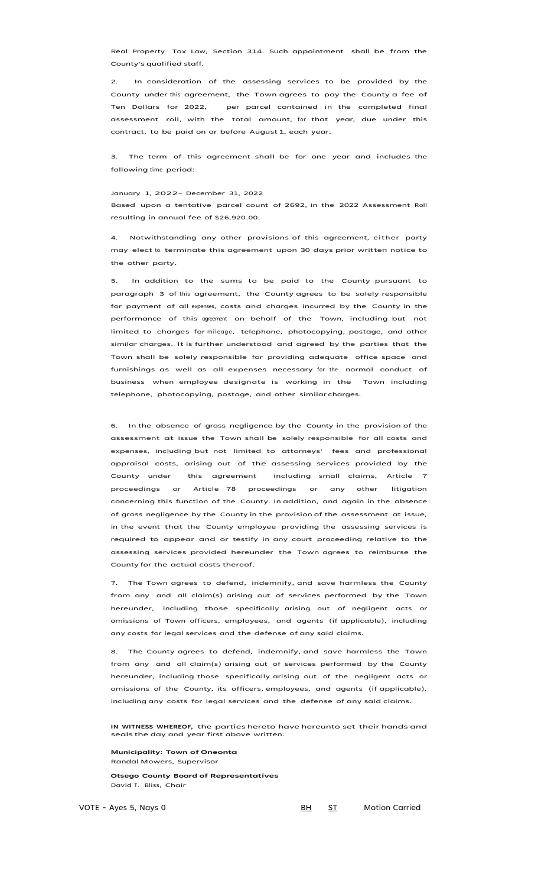Real Property Tax Law, Section 314. Such appointment shall be from the County's qualified staff.

2. In consideration of the assessing services to be provided by the County under this agreement, the Town agrees to pay the County a fee of Ten Dollars for 2022, per parcel contained in the completed final assessment roll, with the total amount, for that year, due under this contract, to be paid on or before August 1, each year.

3. The term of this agreement shall be for one year and includes the following time period:

January 1, 2022– December 31, 2022
Based upon a tentative parcel count of 2692, in the 2022 Assessment Roll resulting in annual fee of $26,920.00.

4. Notwithstanding any other provisions of this agreement, either party may elect to terminate this agreement upon 30 days prior written notice to the other party.

5. In addition to the sums to be paid to the County pursuant to paragraph 3 of this agreement, the County agrees to be solely responsible for payment of all expenses, costs and charges incurred by the County in the performance of this agreement on behalf of the Town, including but not limited to charges for mileage, telephone, photocopying, postage, and other similar charges. It is further understood and agreed by the parties that the Town shall be solely responsible for providing adequate office space and furnishings as well as all expenses necessary for the normal conduct of business when employee designate is working in the Town including telephone, photocopying, postage, and other similar charges.

6. In the absence of gross negligence by the County in the provision of the assessment at issue the Town shall be solely responsible for all costs and expenses, including but not limited to attorneys' fees and professional appraisal costs, arising out of the assessing services provided by the County under this agreement including small claims, Article 7 proceedings or Article 78 proceedings or any other litigation concerning this function of the County. In addition, and again in the absence of gross negligence by the County in the provision of the assessment at issue, in the event that the County employee providing the assessing services is required to appear and or testify in any court proceeding relative to the assessing services provided hereunder the Town agrees to reimburse the County for the actual costs thereof.

7. The Town agrees to defend, indemnify, and save harmless the County from any and all claim(s) arising out of services performed by the Town hereunder, including those specifically arising out of negligent acts or omissions of Town officers, employees, and agents (if applicable), including any costs for legal services and the defense of any said claims.

8. The County agrees to defend, indemnify, and save harmless the Town from any and all claim(s) arising out of services performed by the County hereunder, including those specifically arising out of the negligent acts or omissions of the County, its officers, employees, and agents (if applicable), including any costs for legal services and the defense of any said claims.

**IN WITNESS WHEREOF,** the parties hereto have hereunto set their hands and seals the day and year first above written.

**Municipality: Town of Oneonta**
Randal Mowers, Supervisor

**Otsego County Board of Representatives**
David T. Bliss, Chair

VOTE - Ayes 5, Nays 0 BH ST Motion Carried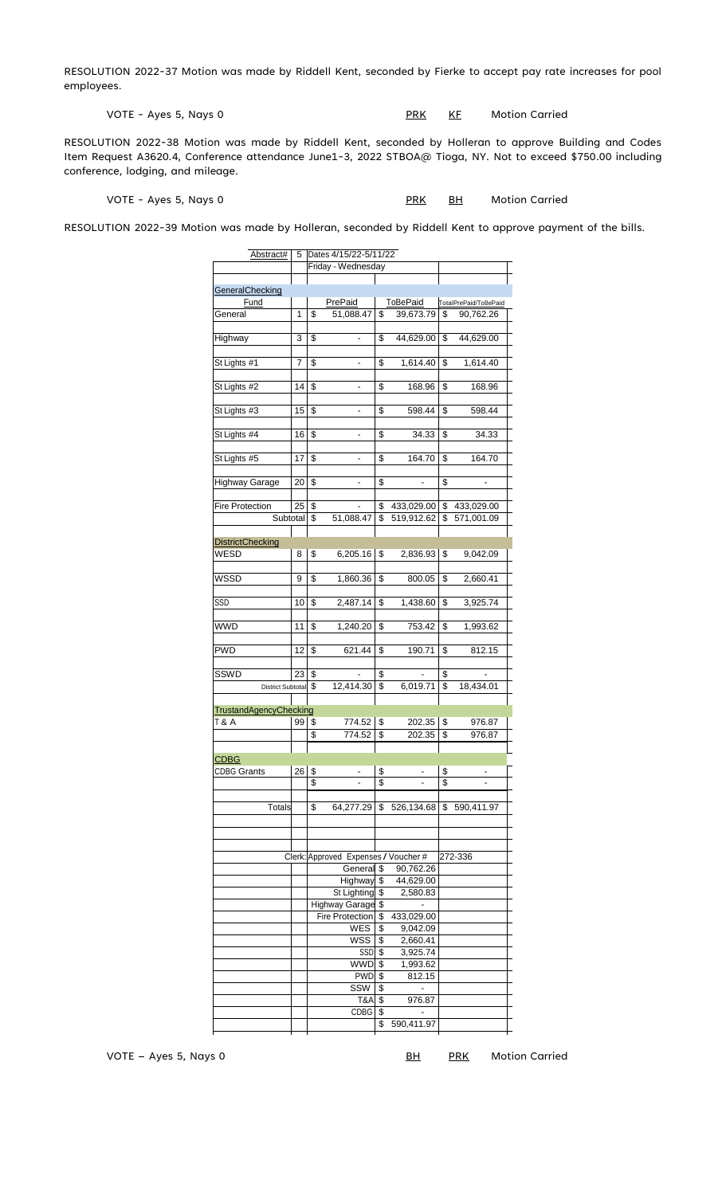RESOLUTION 2022-37 Motion was made by Riddell Kent, seconded by Fierke to accept pay rate increases for pool employees.

VOTE - Ayes 5, Nays 0 PRK KF Motion Carried

RESOLUTION 2022-38 Motion was made by Riddell Kent, seconded by Holleran to approve Building and Codes Item Request A3620.4, Conference attendance June1-3, 2022 STBOA@ Tioga, NY. Not to exceed $750.00 including conference, lodging, and mileage.

VOTE - Ayes 5, Nays 0 PRK BH Motion Carried

RESOLUTION 2022-39 Motion was made by Holleran, seconded by Riddell Kent to approve payment of the bills.

| Abstract# | 5 | Dates 4/15/22-5/11/22 | | |
|---|---|---|---|---|
| | | Friday - Wednesday | | |
| GeneralChecking | | | | |
| Fund | | PrePaid | ToBePaid | TotalPrePaid/ToBePaid |
| General | 1 | $ 51,088.47 | $ 39,673.79 | $ 90,762.26 |
| Highway | 3 | $ - | $ 44,629.00 | $ 44,629.00 |
| St Lights #1 | 7 | $ - | $ 1,614.40 | $ 1,614.40 |
| St Lights #2 | 14 | $ - | $ 168.96 | $ 168.96 |
| St Lights #3 | 15 | $ - | $ 598.44 | $ 598.44 |
| St Lights #4 | 16 | $ - | $ 34.33 | $ 34.33 |
| St Lights #5 | 17 | $ - | $ 164.70 | $ 164.70 |
| Highway Garage | 20 | $ - | $ - | $ - |
| Fire Protection | 25 | $ - | $ 433,029.00 | $ 433,029.00 |
| Subtotal | | $ 51,088.47 | $ 519,912.62 | $ 571,001.09 |
| DistrictChecking | | | | |
| WESD | 8 | $ 6,205.16 | $ 2,836.93 | $ 9,042.09 |
| WSSD | 9 | $ 1,860.36 | $ 800.05 | $ 2,660.41 |
| SSD | 10 | $ 2,487.14 | $ 1,438.60 | $ 3,925.74 |
| WWD | 11 | $ 1,240.20 | $ 753.42 | $ 1,993.62 |
| PWD | 12 | $ 621.44 | $ 190.71 | $ 812.15 |
| SSWD | 23 | $ - | $ - | $ - |
| District Subtotal | | $ 12,414.30 | $ 6,019.71 | $ 18,434.01 |
| TrustandAgencyChecking | | | | |
| T & A | 99 | $ 774.52 | $ 202.35 | $ 976.87 |
| | | $ 774.52 | $ 202.35 | $ 976.87 |
| CDBG | | | | |
| CDBG Grants | 26 | $ - | $ - | $ - |
| | | $ - | $ - | $ - |
| Totals | | $ 64,277.29 | $ 526,134.68 | $ 590,411.97 |

| | | |
|---|---|---|
| Clerk: Approved Expenses / Voucher # | | 272-336 |
| General | $ 90,762.26 | |
| Highway | $ 44,629.00 | |
| St Lighting | $ 2,580.83 | |
| Highway Garage | $ - | |
| Fire Protection | $ 433,029.00 | |
| WES | $ 9,042.09 | |
| WSS | $ 2,660.41 | |
| SSD | $ 3,925.74 | |
| WWD | $ 1,993.62 | |
| PWD | $ 812.15 | |
| SSW | $ - | |
| T&A | $ 976.87 | |
| CDBG | $ - | |
| | $ 590,411.97 | |

VOTE – Ayes 5, Nays 0 BH PRK Motion Carried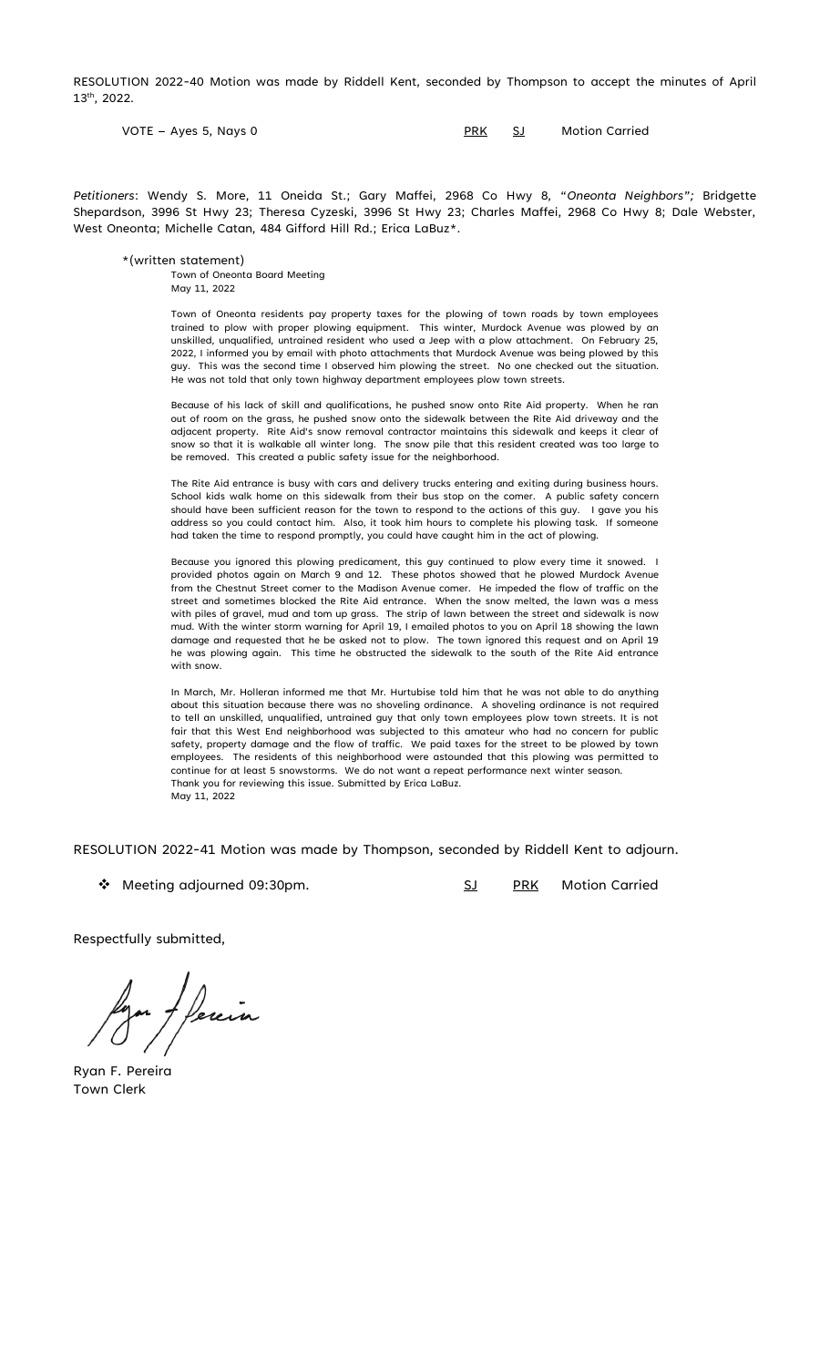RESOLUTION 2022-40 Motion was made by Riddell Kent, seconded by Thompson to accept the minutes of April 13th, 2022.

VOTE – Ayes 5, Nays 0 PRK SJ Motion Carried

*Petitioners*: Wendy S. More, 11 Oneida St.; Gary Maffei, 2968 Co Hwy 8, "*Oneonta Neighbors"*; Bridgette Shepardson, 3996 St Hwy 23; Theresa Cyzeski, 3996 St Hwy 23; Charles Maffei, 2968 Co Hwy 8; Dale Webster, West Oneonta; Michelle Catan, 484 Gifford Hill Rd.; Erica LaBuz*.

*(written statement)

Town of Oneonta Board Meeting
May 11, 2022

Town of Oneonta residents pay property taxes for the plowing of town roads by town employees trained to plow with proper plowing equipment. This winter, Murdock Avenue was plowed by an unskilled, unqualified, untrained resident who used a Jeep with a plow attachment. On February 25, 2022, I informed you by email with photo attachments that Murdock Avenue was being plowed by this guy. This was the second time I observed him plowing the street. No one checked out the situation. He was not told that only town highway department employees plow town streets.

Because of his lack of skill and qualifications, he pushed snow onto Rite Aid property. When he ran out of room on the grass, he pushed snow onto the sidewalk between the Rite Aid driveway and the adjacent property. Rite Aid's snow removal contractor maintains this sidewalk and keeps it clear of snow so that it is walkable all winter long. The snow pile that this resident created was too large to be removed. This created a public safety issue for the neighborhood.

The Rite Aid entrance is busy with cars and delivery trucks entering and exiting during business hours. School kids walk home on this sidewalk from their bus stop on the corner. A public safety concern should have been sufficient reason for the town to respond to the actions of this guy. I gave you his address so you could contact him. Also, it took him hours to complete his plowing task. If someone had taken the time to respond promptly, you could have caught him in the act of plowing.

Because you ignored this plowing predicament, this guy continued to plow every time it snowed. I provided photos again on March 9 and 12. These photos showed that he plowed Murdock Avenue from the Chestnut Street corner to the Madison Avenue corner. He impeded the flow of traffic on the street and sometimes blocked the Rite Aid entrance. When the snow melted, the lawn was a mess with piles of gravel, mud and torn up grass. The strip of lawn between the street and sidewalk is now mud. With the winter storm warning for April 19, I emailed photos to you on April 18 showing the lawn damage and requested that he be asked not to plow. The town ignored this request and on April 19 he was plowing again. This time he obstructed the sidewalk to the south of the Rite Aid entrance with snow.

In March, Mr. Holleran informed me that Mr. Hurtubise told him that he was not able to do anything about this situation because there was no shoveling ordinance. A shoveling ordinance is not required to tell an unskilled, unqualified, untrained guy that only town employees plow town streets. It is not fair that this West End neighborhood was subjected to this amateur who had no concern for public safety, property damage and the flow of traffic. We paid taxes for the street to be plowed by town employees. The residents of this neighborhood were astounded that this plowing was permitted to continue for at least 5 snowstorms. We do not want a repeat performance next winter season.
Thank you for reviewing this issue. Submitted by Erica LaBuz.
May 11, 2022

RESOLUTION 2022-41 Motion was made by Thompson, seconded by Riddell Kent to adjourn.

- Meeting adjourned 09:30pm. SJ PRK Motion Carried

Respectfully submitted,

Ryan F. Pereira
Town Clerk